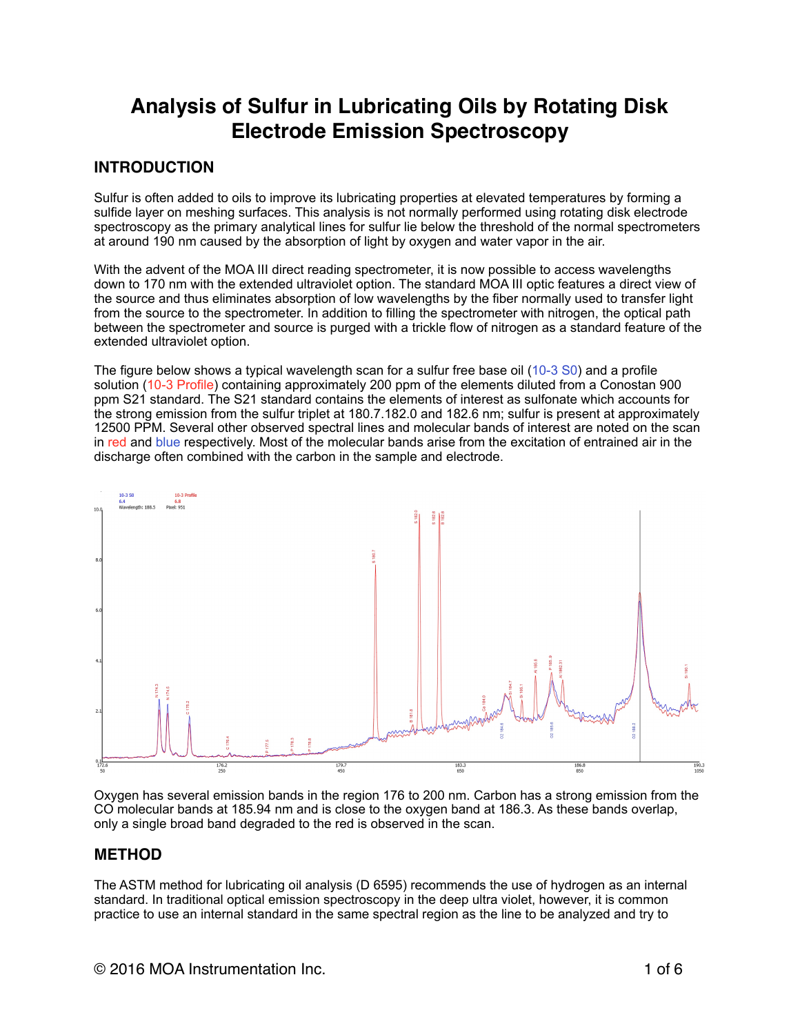# Analysis of Sulfur in Lubricating Oils by Rotating Disk Electrode Emission Spectroscopy

## INTRODUCTION

Sulfur is often added to oils to improve its lubricating properties at elevated temperatures by forming a sulfide layer on meshing surfaces. This analysis is not normally performed using rotating disk electrode spectroscopy as the primary analytical lines for sulfur lie below the threshold of the normal spectrometers at around 190 nm caused by the absorption of light by oxygen and water vapor in the air.

With the advent of the MOA III direct reading spectrometer, it is now possible to access wavelengths down to 170 nm with the extended ultraviolet option. The standard MOA III optic features a direct view of the source and thus eliminates absorption of low wavelengths by the fiber normally used to transfer light from the source to the spectrometer. In addition to filling the spectrometer with nitrogen, the optical path between the spectrometer and source is purged with a trickle flow of nitrogen as a standard feature of the extended ultraviolet option.

The figure below shows a typical wavelength scan for a sulfur free base oil (10-3 S0) and a profile solution (10-3 Profile) containing approximately 200 ppm of the elements diluted from a Conostan 900 ppm S21 standard. The S21 standard contains the elements of interest as sulfonate which accounts for the strong emission from the sulfur triplet at 180.7.182.0 and 182.6 nm; sulfur is present at approximately 12500 PPM. Several other observed spectral lines and molecular bands of interest are noted on the scan in red and blue respectively. Most of the molecular bands arise from the excitation of entrained air in the discharge often combined with the carbon in the sample and electrode.

Oxygen has several emission bands in the region 176 to 200 nm. Carbon has a strong emission from the CO molecular bands at 185.94 nm and is close to the oxygen band at 186.3. As these bands overlap, only a single broad band degraded to the red is observed in the scan.

## METHOD

The ASTM method for lubricating oil analysis (D 6595) recommends the use of hydrogen as an internal standard. In traditional optical emission spectroscopy in the deep ultra violet, however, it is common practice to use an internal standard in the same spectral region as the line to be analyzed and try to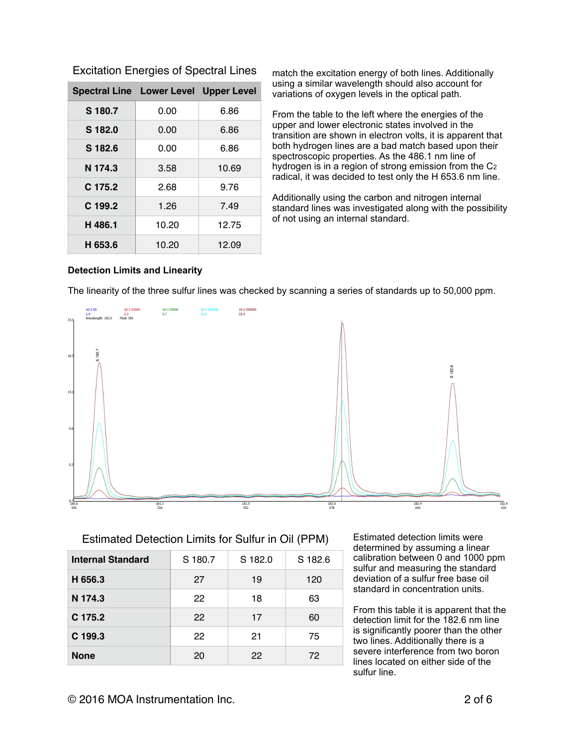## Excitation Energies of Spectral Lines

| Spectral Line | Lower Level | Upper Level |
|---|---|---|
| S 180.7 | 0.00 | 6.86 |
| S 182.0 | 0.00 | 6.86 |
| S 182.6 | 0.00 | 6.86 |
| N 174.3 | 3.58 | 10.69 |
| C 175.2 | 2.68 | 9.76 |
| C 199.2 | 1.26 | 7.49 |
| H 486.1 | 10.20 | 12.75 |
| H 653.6 | 10.20 | 12.09 |

match the excitation energy of both lines. Additionally using a similar wavelength should also account for variations of oxygen levels in the optical path.

From the table to the left where the energies of the upper and lower electronic states involved in the transition are shown in electron volts, it is apparent that both hydrogen lines are a bad match based upon their spectroscopic properties. As the 486.1 nm line of hydrogen is in a region of strong emission from the $C_2$ radical, it was decided to test only the H 653.6 nm line.

Additionally using the carbon and nitrogen internal standard lines was investigated along with the possibility of not using an internal standard.

### Detection Limits and Linearity

The linearity of the three sulfur lines was checked by scanning a series of standards up to 50,000 ppm.

## Estimated Detection Limits for Sulfur in Oil (PPM)

| Internal Standard | S 180.7 | S 182.0 | S 182.6 |
|---|---|---|---|
| H 656.3 | 27 | 19 | 120 |
| N 174.3 | 22 | 18 | 63 |
| C 175.2 | 22 | 17 | 60 |
| C 199.3 | 22 | 21 | 75 |
| None | 20 | 22 | 72 |

Estimated detection limits were determined by assuming a linear calibration between 0 and 1000 ppm sulfur and measuring the standard deviation of a sulfur free base oil standard in concentration units.

From this table it is apparent that the detection limit for the 182.6 nm line is significantly poorer than the other two lines. Additionally there is a severe interference from two boron lines located on either side of the sulfur line.

© 2016 MOA Instrumentation Inc.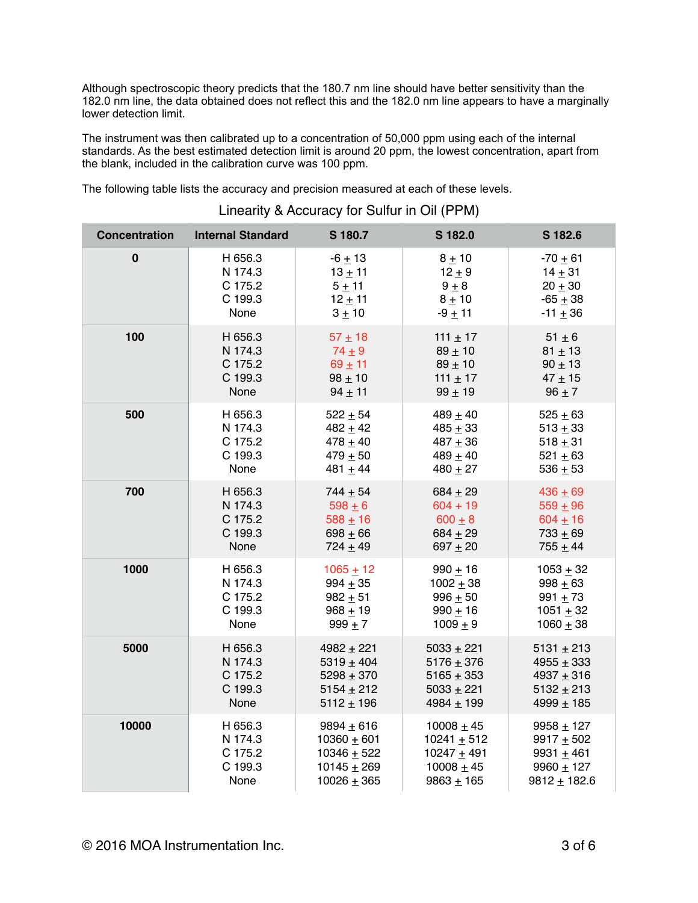Although spectroscopic theory predicts that the 180.7 nm line should have better sensitivity than the 182.0 nm line, the data obtained does not reflect this and the 182.0 nm line appears to have a marginally lower detection limit.

The instrument was then calibrated up to a concentration of 50,000 ppm using each of the internal standards. As the best estimated detection limit is around 20 ppm, the lowest concentration, apart from the blank, included in the calibration curve was 100 ppm.

The following table lists the accuracy and precision measured at each of these levels.

Linearity & Accuracy for Sulfur in Oil (PPM)

| Concentration | Internal Standard | S 180.7 | S 182.0 | S 182.6 |
|---|---|---|---|---|
| 0 | H 656.3 | -6 ± 13 | 8 ± 10 | -70 ± 61 |
| | N 174.3 | 13 ± 11 | 12 ± 9 | 14 ± 31 |
| | C 175.2 | 5 ± 11 | 9 ± 8 | 20 ± 30 |
| | C 199.3 | 12 ± 11 | 8 ± 10 | -65 ± 38 |
| | None | 3 ± 10 | -9 ± 11 | -11 ± 36 |
| 100 | H 656.3 | 57 ± 18 | 111 ± 17 | 51 ± 6 |
| | N 174.3 | 74 ± 9 | 89 ± 10 | 81 ± 13 |
| | C 175.2 | 69 ± 11 | 89 ± 10 | 90 ± 13 |
| | C 199.3 | 98 ± 10 | 111 ± 17 | 47 ± 15 |
| | None | 94 ± 11 | 99 ± 19 | 96 ± 7 |
| 500 | H 656.3 | 522 ± 54 | 489 ± 40 | 525 ± 63 |
| | N 174.3 | 482 ± 42 | 485 ± 33 | 513 ± 33 |
| | C 175.2 | 478 ± 40 | 487 ± 36 | 518 ± 31 |
| | C 199.3 | 479 ± 50 | 489 ± 40 | 521 ± 63 |
| | None | 481 ± 44 | 480 ± 27 | 536 ± 53 |
| 700 | H 656.3 | 744 ± 54 | 684 ± 29 | 436 ± 69 |
| | N 174.3 | 598 ± 6 | 604 + 19 | 559 ± 96 |
| | C 175.2 | 588 ± 16 | 600 ± 8 | 604 ± 16 |
| | C 199.3 | 698 ± 66 | 684 ± 29 | 733 ± 69 |
| | None | 724 ± 49 | 697 ± 20 | 755 ± 44 |
| 1000 | H 656.3 | 1065 ± 12 | 990 ± 16 | 1053 ± 32 |
| | N 174.3 | 994 ± 35 | 1002 ± 38 | 998 ± 63 |
| | C 175.2 | 982 ± 51 | 996 ± 50 | 991 ± 73 |
| | C 199.3 | 968 ± 19 | 990 ± 16 | 1051 ± 32 |
| | None | 999 ± 7 | 1009 ± 9 | 1060 ± 38 |
| 5000 | H 656.3 | 4982 ± 221 | 5033 ± 221 | 5131 ± 213 |
| | N 174.3 | 5319 ± 404 | 5176 ± 376 | 4955 ± 333 |
| | C 175.2 | 5298 ± 370 | 5165 ± 353 | 4937 ± 316 |
| | C 199.3 | 5154 ± 212 | 5033 ± 221 | 5132 ± 213 |
| | None | 5112 ± 196 | 4984 ± 199 | 4999 ± 185 |
| 10000 | H 656.3 | 9894 ± 616 | 10008 ± 45 | 9958 ± 127 |
| | N 174.3 | 10360 ± 601 | 10241 ± 512 | 9917 ± 502 |
| | C 175.2 | 10346 ± 522 | 10247 ± 491 | 9931 ± 461 |
| | C 199.3 | 10145 ± 269 | 10008 ± 45 | 9960 ± 127 |
| | None | 10026 ± 365 | 9863 ± 165 | 9812 ± 182.6 |

© 2016 MOA Instrumentation Inc.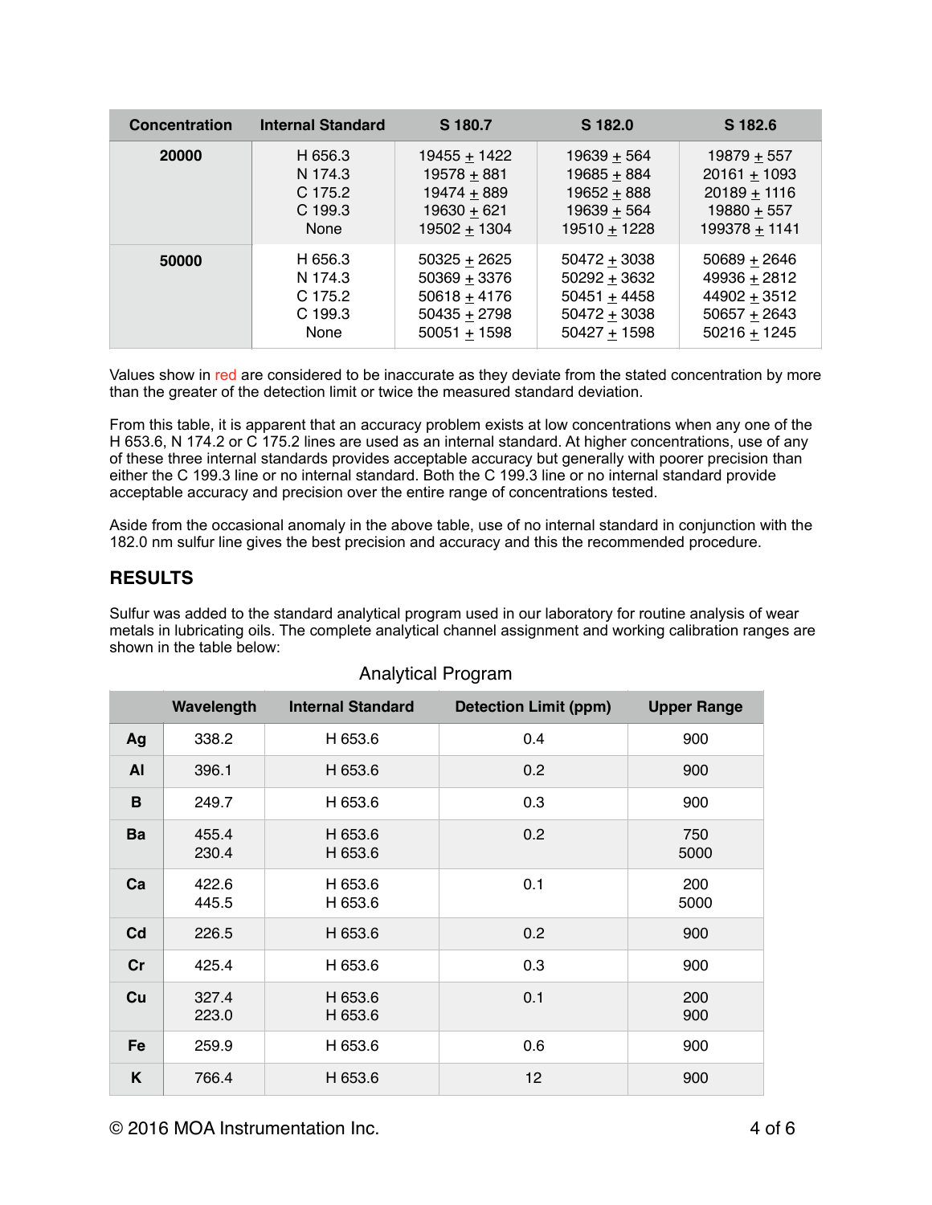| Concentration | Internal Standard | S 180.7 | S 182.0 | S 182.6 |
|---|---|---|---|---|
| **20000** | H 656.3<br>N 174.3<br>C 175.2<br>C 199.3<br>None | 19455 ± 1422<br>19578 ± 881<br>19474 ± 889<br>19630 ± 621<br>19502 ± 1304 | 19639 ± 564<br>19685 ± 884<br>19652 ± 888<br>19639 ± 564<br>19510 ± 1228 | 19879 ± 557<br>20161 ± 1093<br>20189 ± 1116<br>19880 ± 557<br>199378 ± 1141 |
| **50000** | H 656.3<br>N 174.3<br>C 175.2<br>C 199.3<br>None | 50325 ± 2625<br>50369 ± 3376<br>50618 ± 4176<br>50435 ± 2798<br>50051 ± 1598 | 50472 ± 3038<br>50292 ± 3632<br>50451 ± 4458<br>50472 ± 3038<br>50427 ± 1598 | 50689 ± 2646<br>49936 ± 2812<br>44902 ± 3512<br>50657 ± 2643<br>50216 ± 1245 |

Values show in red are considered to be inaccurate as they deviate from the stated concentration by more than the greater of the detection limit or twice the measured standard deviation.

From this table, it is apparent that an accuracy problem exists at low concentrations when any one of the H 653.6, N 174.2 or C 175.2 lines are used as an internal standard. At higher concentrations, use of any of these three internal standards provides acceptable accuracy but generally with poorer precision than either the C 199.3 line or no internal standard. Both the C 199.3 line or no internal standard provide acceptable accuracy and precision over the entire range of concentrations tested.

Aside from the occasional anomaly in the above table, use of no internal standard in conjunction with the 182.0 nm sulfur line gives the best precision and accuracy and this the recommended procedure.

## RESULTS

Sulfur was added to the standard analytical program used in our laboratory for routine analysis of wear metals in lubricating oils. The complete analytical channel assignment and working calibration ranges are shown in the table below:

Analytical Program

| | Wavelength | Internal Standard | Detection Limit (ppm) | Upper Range |
|---|---|---|---|---|
| **Ag** | 338.2 | H 653.6 | 0.4 | 900 |
| **Al** | 396.1 | H 653.6 | 0.2 | 900 |
| **B** | 249.7 | H 653.6 | 0.3 | 900 |
| **Ba** | 455.4<br>230.4 | H 653.6<br>H 653.6 | 0.2 | 750<br>5000 |
| **Ca** | 422.6<br>445.5 | H 653.6<br>H 653.6 | 0.1 | 200<br>5000 |
| **Cd** | 226.5 | H 653.6 | 0.2 | 900 |
| **Cr** | 425.4 | H 653.6 | 0.3 | 900 |
| **Cu** | 327.4<br>223.0 | H 653.6<br>H 653.6 | 0.1 | 200<br>900 |
| **Fe** | 259.9 | H 653.6 | 0.6 | 900 |
| **K** | 766.4 | H 653.6 | 12 | 900 |

© 2016 MOA Instrumentation Inc.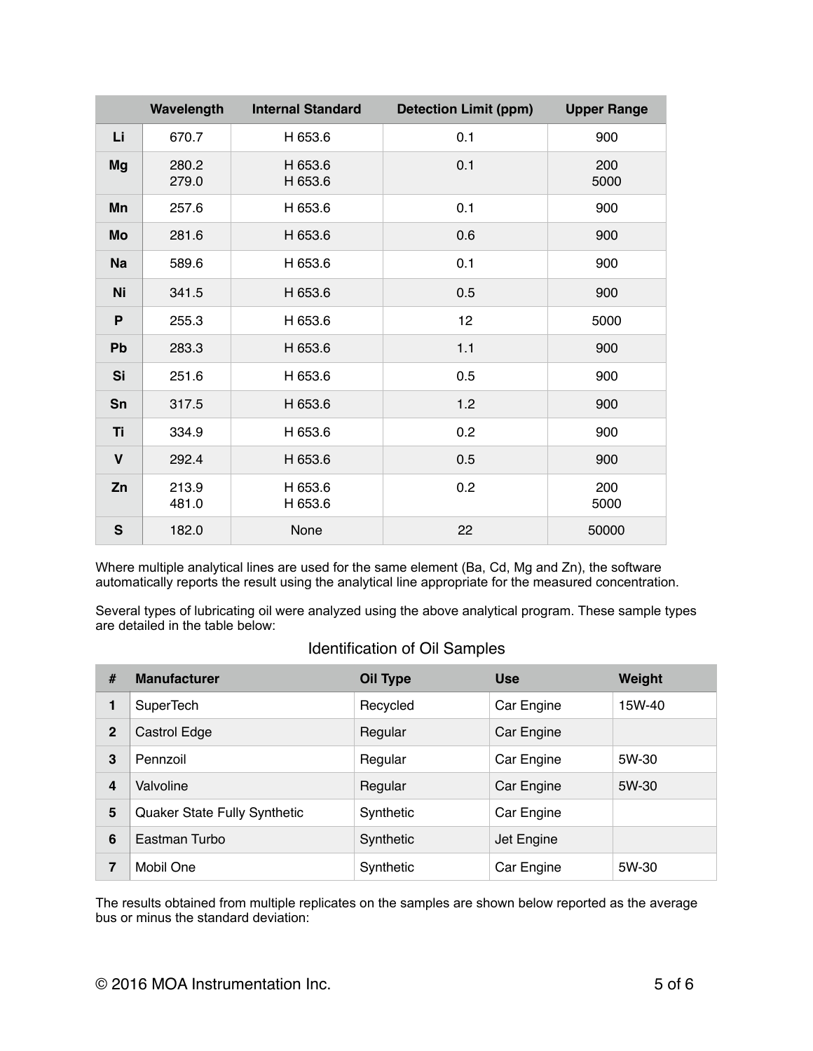| | Wavelength | Internal Standard | Detection Limit (ppm) | Upper Range |
|---|---|---|---|---|
| **Li** | 670.7 | H 653.6 | 0.1 | 900 |
| **Mg** | 280.2<br>279.0 | H 653.6<br>H 653.6 | 0.1 | 200<br>5000 |
| **Mn** | 257.6 | H 653.6 | 0.1 | 900 |
| **Mo** | 281.6 | H 653.6 | 0.6 | 900 |
| **Na** | 589.6 | H 653.6 | 0.1 | 900 |
| **Ni** | 341.5 | H 653.6 | 0.5 | 900 |
| **P** | 255.3 | H 653.6 | 12 | 5000 |
| **Pb** | 283.3 | H 653.6 | 1.1 | 900 |
| **Si** | 251.6 | H 653.6 | 0.5 | 900 |
| **Sn** | 317.5 | H 653.6 | 1.2 | 900 |
| **Ti** | 334.9 | H 653.6 | 0.2 | 900 |
| **V** | 292.4 | H 653.6 | 0.5 | 900 |
| **Zn** | 213.9<br>481.0 | H 653.6<br>H 653.6 | 0.2 | 200<br>5000 |
| **S** | 182.0 | None | 22 | 50000 |

Where multiple analytical lines are used for the same element (Ba, Cd, Mg and Zn), the software automatically reports the result using the analytical line appropriate for the measured concentration.

Several types of lubricating oil were analyzed using the above analytical program. These sample types are detailed in the table below:

Identification of Oil Samples

| # | Manufacturer | Oil Type | Use | Weight |
|---|---|---|---|---|
| **1** | SuperTech | Recycled | Car Engine | 15W-40 |
| **2** | Castrol Edge | Regular | Car Engine | |
| **3** | Pennzoil | Regular | Car Engine | 5W-30 |
| **4** | Valvoline | Regular | Car Engine | 5W-30 |
| **5** | Quaker State Fully Synthetic | Synthetic | Car Engine | |
| **6** | Eastman Turbo | Synthetic | Jet Engine | |
| **7** | Mobil One | Synthetic | Car Engine | 5W-30 |

The results obtained from multiple replicates on the samples are shown below reported as the average bus or minus the standard deviation: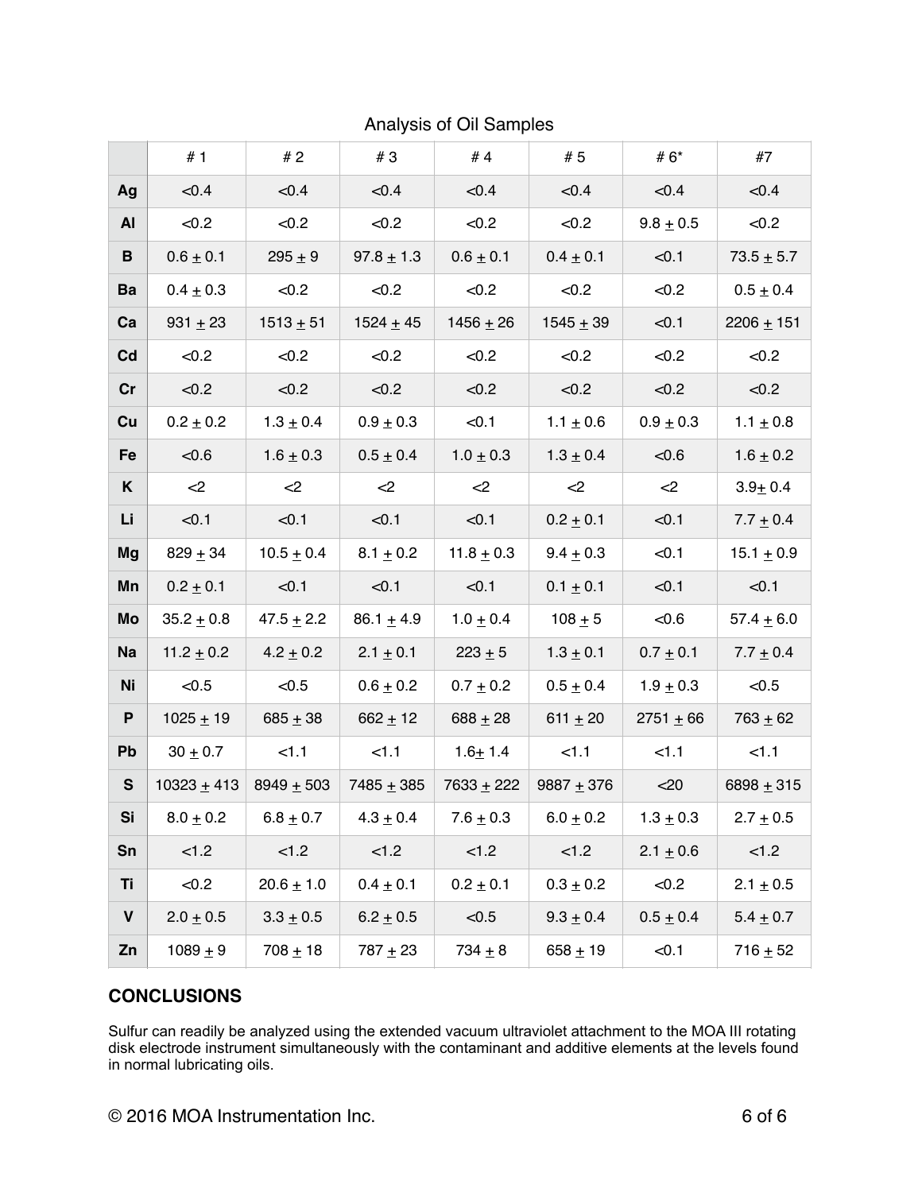Analysis of Oil Samples

| | # 1 | # 2 | # 3 | # 4 | # 5 | # 6* | #7 |
|---|---|---|---|---|---|---|---|
| **Ag** | <0.4 | <0.4 | <0.4 | <0.4 | <0.4 | <0.4 | <0.4 |
| **Al** | <0.2 | <0.2 | <0.2 | <0.2 | <0.2 | 9.8 ± 0.5 | <0.2 |
| **B** | 0.6 ± 0.1 | 295 ± 9 | 97.8 ± 1.3 | 0.6 ± 0.1 | 0.4 ± 0.1 | <0.1 | 73.5 ± 5.7 |
| **Ba** | 0.4 ± 0.3 | <0.2 | <0.2 | <0.2 | <0.2 | <0.2 | 0.5 ± 0.4 |
| **Ca** | 931 ± 23 | 1513 ± 51 | 1524 ± 45 | 1456 ± 26 | 1545 ± 39 | <0.1 | 2206 ± 151 |
| **Cd** | <0.2 | <0.2 | <0.2 | <0.2 | <0.2 | <0.2 | <0.2 |
| **Cr** | <0.2 | <0.2 | <0.2 | <0.2 | <0.2 | <0.2 | <0.2 |
| **Cu** | 0.2 ± 0.2 | 1.3 ± 0.4 | 0.9 ± 0.3 | <0.1 | 1.1 ± 0.6 | 0.9 ± 0.3 | 1.1 ± 0.8 |
| **Fe** | <0.6 | 1.6 ± 0.3 | 0.5 ± 0.4 | 1.0 ± 0.3 | 1.3 ± 0.4 | <0.6 | 1.6 ± 0.2 |
| **K** | <2 | <2 | <2 | <2 | <2 | <2 | 3.9± 0.4 |
| **Li** | <0.1 | <0.1 | <0.1 | <0.1 | 0.2 ± 0.1 | <0.1 | 7.7 ± 0.4 |
| **Mg** | 829 ± 34 | 10.5 ± 0.4 | 8.1 ± 0.2 | 11.8 ± 0.3 | 9.4 ± 0.3 | <0.1 | 15.1 ± 0.9 |
| **Mn** | 0.2 ± 0.1 | <0.1 | <0.1 | <0.1 | 0.1 ± 0.1 | <0.1 | <0.1 |
| **Mo** | 35.2 ± 0.8 | 47.5 ± 2.2 | 86.1 ± 4.9 | 1.0 ± 0.4 | 108 ± 5 | <0.6 | 57.4 ± 6.0 |
| **Na** | 11.2 ± 0.2 | 4.2 ± 0.2 | 2.1 ± 0.1 | 223 ± 5 | 1.3 ± 0.1 | 0.7 ± 0.1 | 7.7 ± 0.4 |
| **Ni** | <0.5 | <0.5 | 0.6 ± 0.2 | 0.7 ± 0.2 | 0.5 ± 0.4 | 1.9 ± 0.3 | <0.5 |
| **P** | 1025 ± 19 | 685 ± 38 | 662 ± 12 | 688 ± 28 | 611 ± 20 | 2751 ± 66 | 763 ± 62 |
| **Pb** | 30 ± 0.7 | <1.1 | <1.1 | 1.6± 1.4 | <1.1 | <1.1 | <1.1 |
| **S** | 10323 ± 413 | 8949 ± 503 | 7485 ± 385 | 7633 ± 222 | 9887 ± 376 | <20 | 6898 ± 315 |
| **Si** | 8.0 ± 0.2 | 6.8 ± 0.7 | 4.3 ± 0.4 | 7.6 ± 0.3 | 6.0 ± 0.2 | 1.3 ± 0.3 | 2.7 ± 0.5 |
| **Sn** | <1.2 | <1.2 | <1.2 | <1.2 | <1.2 | 2.1 ± 0.6 | <1.2 |
| **Ti** | <0.2 | 20.6 ± 1.0 | 0.4 ± 0.1 | 0.2 ± 0.1 | 0.3 ± 0.2 | <0.2 | 2.1 ± 0.5 |
| **V** | 2.0 ± 0.5 | 3.3 ± 0.5 | 6.2 ± 0.5 | <0.5 | 9.3 ± 0.4 | 0.5 ± 0.4 | 5.4 ± 0.7 |
| **Zn** | 1089 ± 9 | 708 ± 18 | 787 ± 23 | 734 ± 8 | 658 ± 19 | <0.1 | 716 ± 52 |

## CONCLUSIONS

Sulfur can readily be analyzed using the extended vacuum ultraviolet attachment to the MOA III rotating disk electrode instrument simultaneously with the contaminant and additive elements at the levels found in normal lubricating oils.

© 2016 MOA Instrumentation Inc.